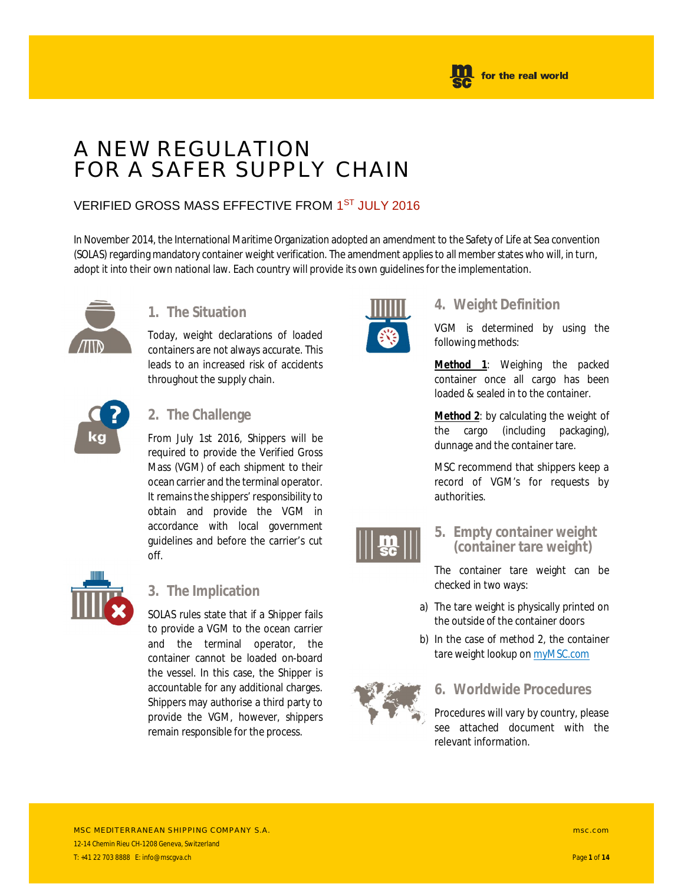# A NEW REGULATION FOR A SAFER SUPPLY CHAIN

## VERIFIED GROSS MASS EFFECTIVE FROM 1ST JULY 2016

In November 2014, the International Maritime Organization adopted an amendment to the Safety of Life at Sea convention (SOLAS) regarding mandatory container weight verification. The amendment applies to all member states who will, in turn, adopt it into their own national law. Each country will provide its own guidelines for the implementation.

### 1. The Situation

Today, weight declarations of loaded containers are not always accurate. This leads to an increased risk of accidents throughout the supply chain.

### 2. The Challenge

From July 1st 2016, Shippers will be required to provide the Verified Gross Mass (VGM) of each shipment to their ocean carrier and the terminal operator. It remains the shippers' responsibility to obtain and provide the VGM in accordance with local government guidelines and before the carrier's cut off.

### 3. The Implication

SOLAS rules state that if a Shipper fails to provide a VGM to the ocean carrier and the terminal operator, the container cannot be loaded on-board the vessel. In this case, the Shipper is accountable for any additional charges. Shippers may authorise a third party to provide the VGM, however, shippers remain responsible for the process.

### 4. Weight Definition

VGM is determined by using the following methods:

**Method 1**: Weighing the packed container once all cargo has been loaded & sealed in to the container.

**Method 2**: by calculating the weight of the cargo (including packaging), dunnage and the container tare.

MSC recommend that shippers keep a record of VGM's for requests by authorities.

### 5. Empty container weight (container tare weight)

The container tare weight can be checked in two ways:

a) The tare weight is physically printed on the outside of the container doors

b) In the case of method 2, the container tare weight lookup on myMSC.com

### 6. Worldwide Procedures

Procedures will vary by country, please see attached document with the relevant information.

MSC MEDITERRANEAN SHIPPING COMPANY S.A.
12-14 Chemin Rieu CH-1208 Geneva, Switzerland
T: +41 22 703 8888 E: info@mscgva.ch

msc.com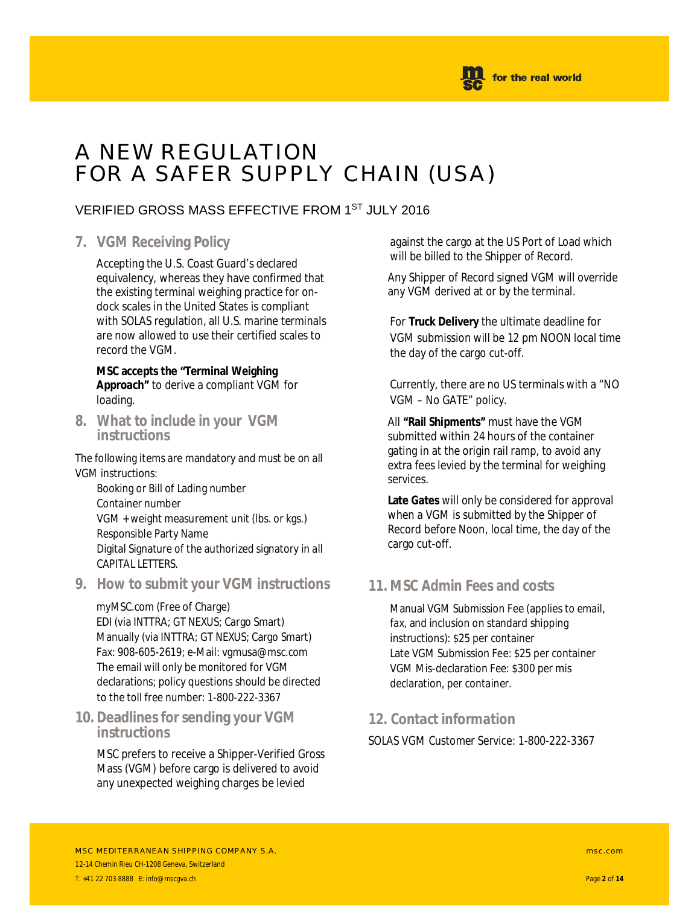# A NEW REGULATION FOR A SAFER SUPPLY CHAIN (USA)

VERIFIED GROSS MASS EFFECTIVE FROM 1ST JULY 2016

## 7. VGM Receiving Policy

Accepting the U.S. Coast Guard's declared equivalency, whereas they have confirmed that the existing terminal weighing practice for on-dock scales in the United States is compliant with SOLAS regulation, all U.S. marine terminals are now allowed to use their certified scales to record the VGM.

**MSC accepts the "Terminal Weighing Approach"** to derive a compliant VGM for loading.

## 8. What to include in your VGM instructions

The following items are mandatory and must be on all VGM instructions:

- Booking or Bill of Lading number
- Container number
- VGM + weight measurement unit (lbs. or kgs.)
- Responsible Party Name
- Digital Signature of the authorized signatory in all CAPITAL LETTERS.

## 9. How to submit your VGM instructions

- myMSC.com (Free of Charge)
- EDI (via INTTRA; GT NEXUS; Cargo Smart)
- Manually (via INTTRA; GT NEXUS; Cargo Smart)
- Fax: 908-605-2619; e-Mail: vgmusa@msc.com

The email will only be monitored for VGM declarations; policy questions should be directed to the toll free number: 1-800-222-3367

## 10. Deadlines for sending your VGM instructions

MSC prefers to receive a Shipper-Verified Gross Mass (VGM) before cargo is delivered to avoid any unexpected weighing charges be levied against the cargo at the US Port of Load which will be billed to the Shipper of Record.

Any Shipper of Record signed VGM will override any VGM derived at or by the terminal.

For **Truck Delivery** the ultimate deadline for VGM submission will be 12 pm NOON local time the day of the cargo cut-off.

Currently, there are no US terminals with a "NO VGM – No GATE" policy.

All **"Rail Shipments"** must have the VGM submitted within 24 hours of the container gating in at the origin rail ramp, to avoid any extra fees levied by the terminal for weighing services.

**Late Gates** will only be considered for approval when a VGM is submitted by the Shipper of Record before Noon, local time, the day of the cargo cut-off.

## 11. MSC Admin Fees and costs

- Manual VGM Submission Fee (applies to email, fax, and inclusion on standard shipping instructions): $25 per container
- Late VGM Submission Fee: $25 per container
- VGM Mis-declaration Fee: $300 per mis declaration, per container.

## 12. Contact information

SOLAS VGM Customer Service: 1-800-222-3367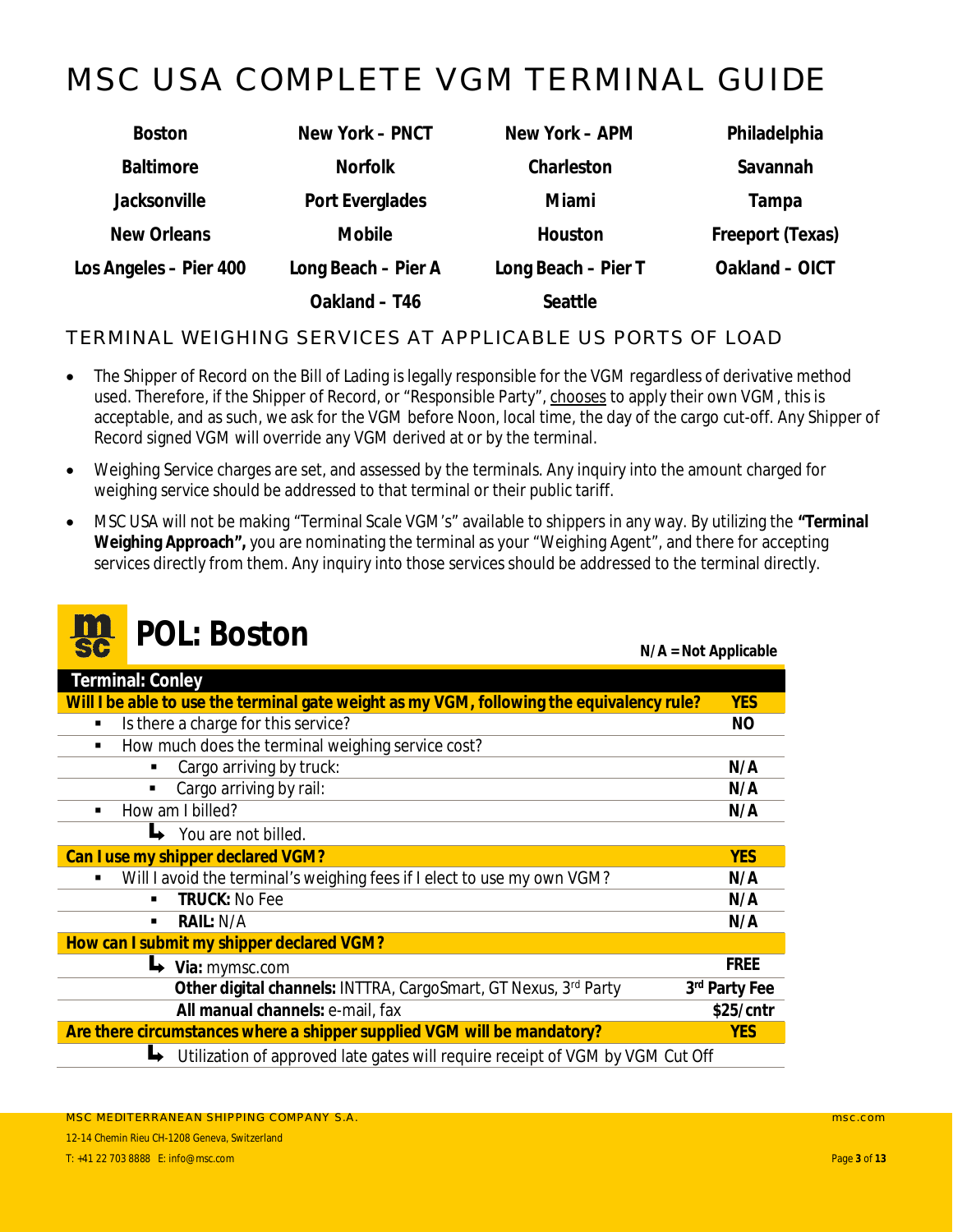# MSC USA COMPLETE VGM TERMINAL GUIDE

| | | | |
|---|---|---|---|
| **Boston** | **New York – PNCT** | **New York – APM** | **Philadelphia** |
| **Baltimore** | **Norfolk** | **Charleston** | **Savannah** |
| **Jacksonville** | **Port Everglades** | **Miami** | **Tampa** |
| **New Orleans** | **Mobile** | **Houston** | **Freeport (Texas)** |
| **Los Angeles – Pier 400** | **Long Beach – Pier A** | **Long Beach – Pier T** | **Oakland – OICT** |
| | **Oakland – T46** | **Seattle** | |

## TERMINAL WEIGHING SERVICES AT APPLICABLE US PORTS OF LOAD

- The Shipper of Record on the Bill of Lading is legally responsible for the VGM regardless of derivative method used. Therefore, if the Shipper of Record, or "Responsible Party", chooses to apply their own VGM, this is acceptable, and as such, we ask for the VGM before Noon, local time, the day of the cargo cut-off. Any Shipper of Record signed VGM will override any VGM derived at or by the terminal.
- Weighing Service charges are set, and assessed by the terminals. Any inquiry into the amount charged for weighing service should be addressed to that terminal or their public tariff.
- MSC USA will not be making "Terminal Scale VGM's" available to shippers in any way. By utilizing the **"Terminal Weighing Approach",** you are nominating the terminal as your "Weighing Agent", and there for accepting services directly from them. Any inquiry into those services should be addressed to the terminal directly.

## POL: Boston

**N/A = Not Applicable**

| **Terminal: Conley** | |
|---|---|
| **Will I be able to use the terminal gate weight as my VGM, following the equivalency rule?** | **YES** |
| ▪ Is there a charge for this service? | **NO** |
| ▪ How much does the terminal weighing service cost? | |
| ▪ Cargo arriving by truck: | **N/A** |
| ▪ Cargo arriving by rail: | **N/A** |
| ▪ How am I billed? | **N/A** |
| ↳ You are not billed. | |
| **Can I use my shipper declared VGM?** | **YES** |
| ▪ Will I avoid the terminal's weighing fees if I elect to use my own VGM? | **N/A** |
| ▪ **TRUCK:** No Fee | **N/A** |
| ▪ **RAIL:** N/A | **N/A** |
| **How can I submit my shipper declared VGM?** | |
| ↳ **Via:** mymsc.com | **FREE** |
| **Other digital channels:** INTTRA, CargoSmart, GT Nexus, 3rd Party | **3rd Party Fee** |
| **All manual channels:** e-mail, fax | **$25/cntr** |
| **Are there circumstances where a shipper supplied VGM will be mandatory?** | **YES** |
| ↳ Utilization of approved late gates will require receipt of VGM by VGM Cut Off | |

MSC MEDITERRANEAN SHIPPING COMPANY S.A.
12-14 Chemin Rieu CH-1208 Geneva, Switzerland
T: +41 22 703 8888 E: info@msc.com
msc.com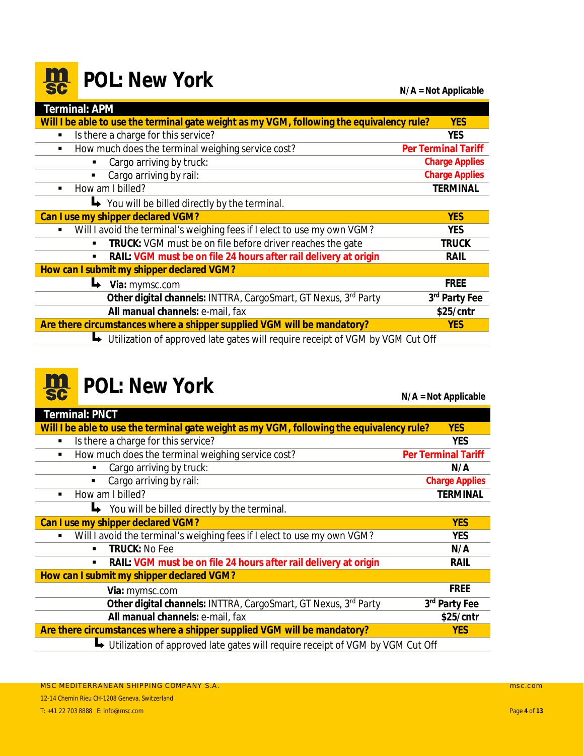# POL: New York

N/A = Not Applicable

| Terminal: APM | |
|---|---|
| **Will I be able to use the terminal gate weight as my VGM, following the equivalency rule?** | **YES** |
| ▪ Is there a charge for this service? | **YES** |
| ▪ How much does the terminal weighing service cost? | **Per Terminal Tariff** |
| ▪ Cargo arriving by truck: | **Charge Applies** |
| ▪ Cargo arriving by rail: | **Charge Applies** |
| ▪ How am I billed? | **TERMINAL** |
| ↳ You will be billed directly by the terminal. | |
| **Can I use my shipper declared VGM?** | **YES** |
| ▪ Will I avoid the terminal's weighing fees if I elect to use my own VGM? | **YES** |
| ▪ **TRUCK:** VGM must be on file before driver reaches the gate | **TRUCK** |
| ▪ **RAIL:** VGM must be on file 24 hours after rail delivery at origin | **RAIL** |
| **How can I submit my shipper declared VGM?** | |
| ↳ **Via:** mymsc.com | **FREE** |
| **Other digital channels:** INTTRA, CargoSmart, GT Nexus, 3rd Party | **3rd Party Fee** |
| **All manual channels:** e-mail, fax | **$25/cntr** |
| **Are there circumstances where a shipper supplied VGM will be mandatory?** | **YES** |
| ↳ Utilization of approved late gates will require receipt of VGM by VGM Cut Off | |

# POL: New York

N/A = Not Applicable

| Terminal: PNCT | |
|---|---|
| **Will I be able to use the terminal gate weight as my VGM, following the equivalency rule?** | **YES** |
| ▪ Is there a charge for this service? | **YES** |
| ▪ How much does the terminal weighing service cost? | **Per Terminal Tariff** |
| ▪ Cargo arriving by truck: | **N/A** |
| ▪ Cargo arriving by rail: | **Charge Applies** |
| ▪ How am I billed? | **TERMINAL** |
| ↳ You will be billed directly by the terminal. | |
| **Can I use my shipper declared VGM?** | **YES** |
| ▪ Will I avoid the terminal's weighing fees if I elect to use my own VGM? | **YES** |
| ▪ **TRUCK:** No Fee | **N/A** |
| ▪ **RAIL:** VGM must be on file 24 hours after rail delivery at origin | **RAIL** |
| **How can I submit my shipper declared VGM?** | |
| **Via:** mymsc.com | **FREE** |
| **Other digital channels:** INTTRA, CargoSmart, GT Nexus, 3rd Party | **3rd Party Fee** |
| **All manual channels:** e-mail, fax | **$25/cntr** |
| **Are there circumstances where a shipper supplied VGM will be mandatory?** | **YES** |
| ↳ Utilization of approved late gates will require receipt of VGM by VGM Cut Off | |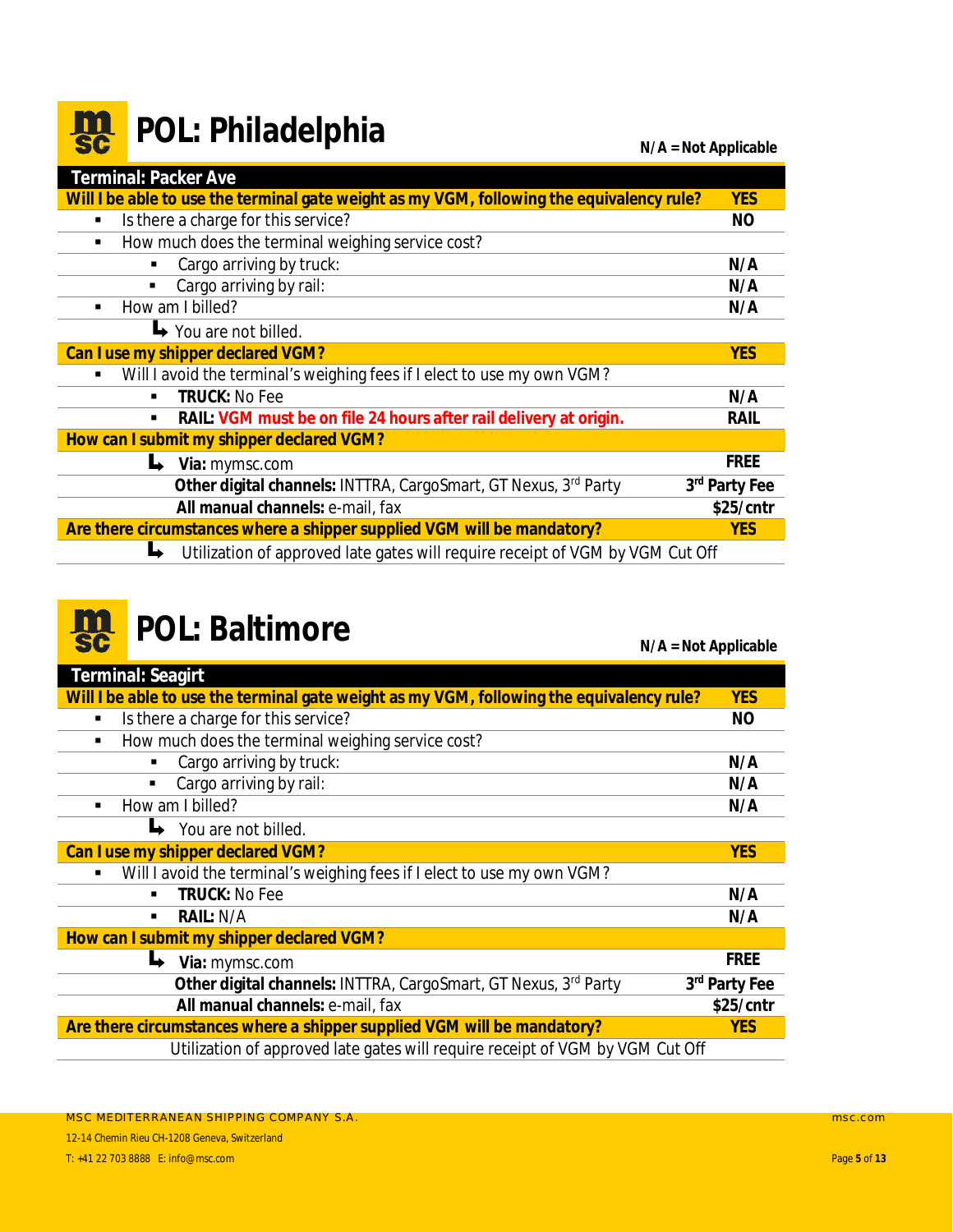# POL: Philadelphia

**N/A = Not Applicable**

| Terminal: Packer Ave | |
|---|---|
| **Will I be able to use the terminal gate weight as my VGM, following the equivalency rule?** | **YES** |
| ▪ Is there a charge for this service? | **NO** |
| ▪ How much does the terminal weighing service cost? | |
| ▪ Cargo arriving by truck: | **N/A** |
| ▪ Cargo arriving by rail: | **N/A** |
| ▪ How am I billed? | **N/A** |
| ↳ You are not billed. | |
| **Can I use my shipper declared VGM?** | **YES** |
| ▪ Will I avoid the terminal's weighing fees if I elect to use my own VGM? | |
| ▪ **TRUCK:** No Fee | **N/A** |
| ▪ **RAIL:** **VGM must be on file 24 hours after rail delivery at origin.** | **RAIL** |
| **How can I submit my shipper declared VGM?** | |
| ↳ **Via:** mymsc.com | **FREE** |
| **Other digital channels:** INTTRA, CargoSmart, GT Nexus, 3rd Party | **3rd Party Fee** |
| **All manual channels:** e-mail, fax | **$25/cntr** |
| **Are there circumstances where a shipper supplied VGM will be mandatory?** | **YES** |
| ↳ Utilization of approved late gates will require receipt of VGM by VGM Cut Off | |

# POL: Baltimore

**N/A = Not Applicable**

| Terminal: Seagirt | |
|---|---|
| **Will I be able to use the terminal gate weight as my VGM, following the equivalency rule?** | **YES** |
| ▪ Is there a charge for this service? | **NO** |
| ▪ How much does the terminal weighing service cost? | |
| ▪ Cargo arriving by truck: | **N/A** |
| ▪ Cargo arriving by rail: | **N/A** |
| ▪ How am I billed? | **N/A** |
| ↳ You are not billed. | |
| **Can I use my shipper declared VGM?** | **YES** |
| ▪ Will I avoid the terminal's weighing fees if I elect to use my own VGM? | |
| ▪ **TRUCK:** No Fee | **N/A** |
| ▪ **RAIL:** N/A | **N/A** |
| **How can I submit my shipper declared VGM?** | |
| ↳ **Via:** mymsc.com | **FREE** |
| **Other digital channels:** INTTRA, CargoSmart, GT Nexus, 3rd Party | **3rd Party Fee** |
| **All manual channels:** e-mail, fax | **$25/cntr** |
| **Are there circumstances where a shipper supplied VGM will be mandatory?** | **YES** |
| Utilization of approved late gates will require receipt of VGM by VGM Cut Off | |

MSC MEDITERRANEAN SHIPPING COMPANY S.A.
12-14 Chemin Rieu CH-1208 Geneva, Switzerland
T: +41 22 703 8888 E: info@msc.com
msc.com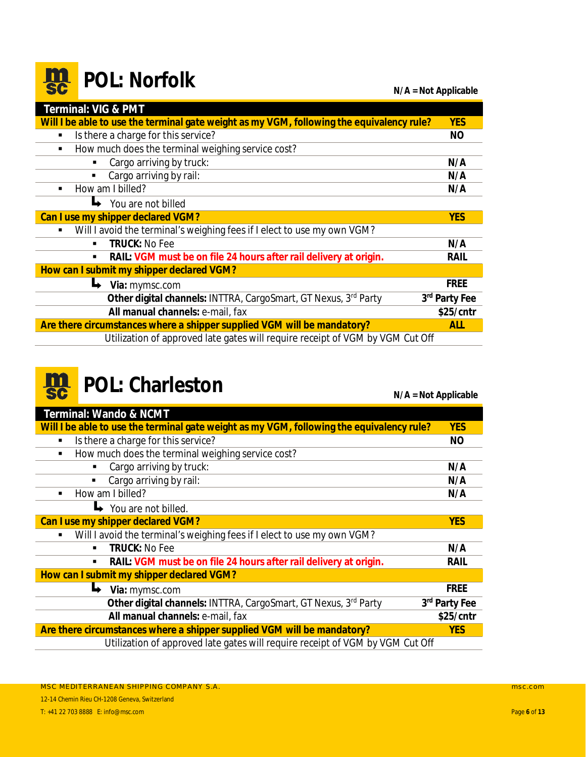# POL: Norfolk

**N/A = Not Applicable**

| Terminal: VIG & PMT | |
|---|---|
| **Will I be able to use the terminal gate weight as my VGM, following the equivalency rule?** | **YES** |
| ▪ Is there a charge for this service? | **NO** |
| ▪ How much does the terminal weighing service cost? | |
| ▪ Cargo arriving by truck: | **N/A** |
| ▪ Cargo arriving by rail: | **N/A** |
| ▪ How am I billed? | **N/A** |
| ↳ You are not billed | |
| **Can I use my shipper declared VGM?** | **YES** |
| ▪ Will I avoid the terminal's weighing fees if I elect to use my own VGM? | |
| ▪ **TRUCK:** No Fee | **N/A** |
| ▪ **RAIL:** **VGM must be on file 24 hours after rail delivery at origin.** | **RAIL** |
| **How can I submit my shipper declared VGM?** | |
| ↳ **Via:** mymsc.com | **FREE** |
| **Other digital channels:** INTTRA, CargoSmart, GT Nexus, 3rd Party | **3rd Party Fee** |
| **All manual channels:** e-mail, fax | **$25/cntr** |
| **Are there circumstances where a shipper supplied VGM will be mandatory?** | **ALL** |
| Utilization of approved late gates will require receipt of VGM by VGM Cut Off | |

# POL: Charleston

**N/A = Not Applicable**

| Terminal: Wando & NCMT | |
|---|---|
| **Will I be able to use the terminal gate weight as my VGM, following the equivalency rule?** | **YES** |
| ▪ Is there a charge for this service? | **NO** |
| ▪ How much does the terminal weighing service cost? | |
| ▪ Cargo arriving by truck: | **N/A** |
| ▪ Cargo arriving by rail: | **N/A** |
| ▪ How am I billed? | **N/A** |
| ↳ You are not billed. | |
| **Can I use my shipper declared VGM?** | **YES** |
| ▪ Will I avoid the terminal's weighing fees if I elect to use my own VGM? | |
| ▪ **TRUCK:** No Fee | **N/A** |
| ▪ **RAIL:** **VGM must be on file 24 hours after rail delivery at origin.** | **RAIL** |
| **How can I submit my shipper declared VGM?** | |
| ↳ **Via:** mymsc.com | **FREE** |
| **Other digital channels:** INTTRA, CargoSmart, GT Nexus, 3rd Party | **3rd Party Fee** |
| **All manual channels:** e-mail, fax | **$25/cntr** |
| **Are there circumstances where a shipper supplied VGM will be mandatory?** | **YES** |
| Utilization of approved late gates will require receipt of VGM by VGM Cut Off | |

MSC MEDITERRANEAN SHIPPING COMPANY S.A.
12-14 Chemin Rieu CH-1208 Geneva, Switzerland
T: +41 22 703 8888 E: info@msc.com
msc.com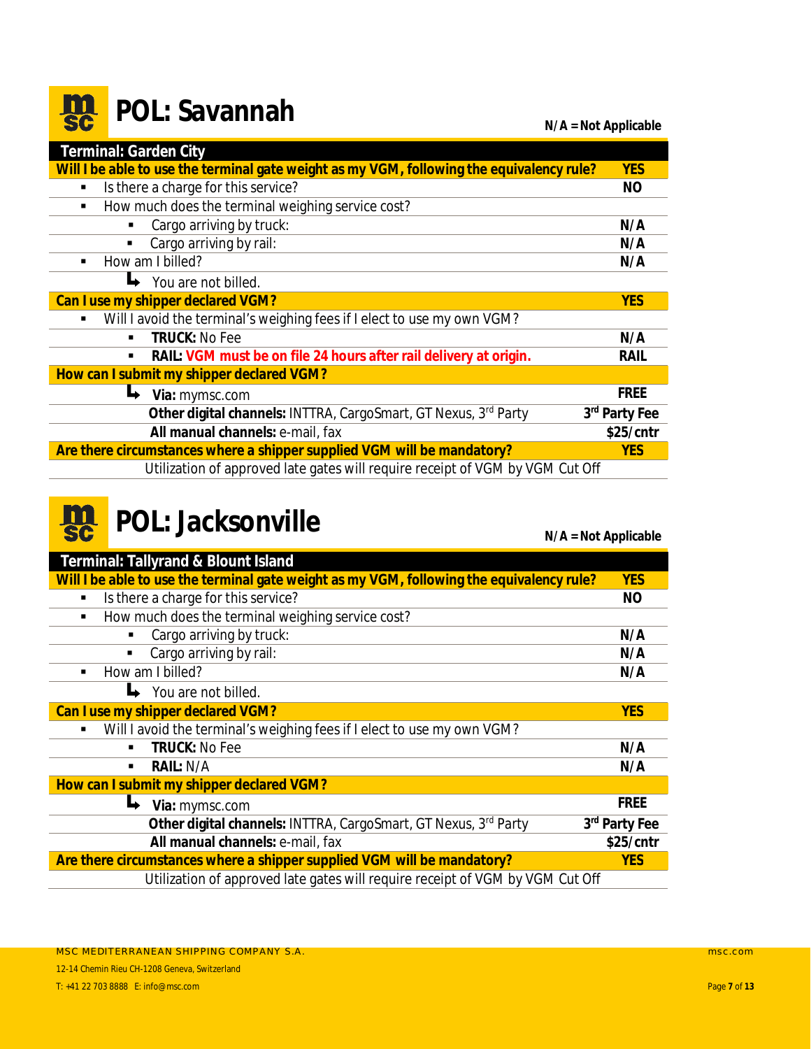# POL: Savannah

**N/A = Not Applicable**

| Terminal: Garden City | |
|---|---|
| **Will I be able to use the terminal gate weight as my VGM, following the equivalency rule?** | **YES** |
| ▪ Is there a charge for this service? | **NO** |
| ▪ How much does the terminal weighing service cost? | |
| ▪ Cargo arriving by truck: | **N/A** |
| ▪ Cargo arriving by rail: | **N/A** |
| ▪ How am I billed? | **N/A** |
| ↳ You are not billed. | |
| **Can I use my shipper declared VGM?** | **YES** |
| ▪ Will I avoid the terminal's weighing fees if I elect to use my own VGM? | |
| ▪ **TRUCK:** No Fee | **N/A** |
| ▪ **RAIL:** VGM must be on file 24 hours after rail delivery at origin. | **RAIL** |
| **How can I submit my shipper declared VGM?** | |
| ↳ **Via:** mymsc.com | **FREE** |
| **Other digital channels:** INTTRA, CargoSmart, GT Nexus, 3rd Party | **3rd Party Fee** |
| **All manual channels:** e-mail, fax | **$25/cntr** |
| **Are there circumstances where a shipper supplied VGM will be mandatory?** | **YES** |
| Utilization of approved late gates will require receipt of VGM by VGM Cut Off | |

# POL: Jacksonville

**N/A = Not Applicable**

| Terminal: Tallyrand & Blount Island | |
|---|---|
| **Will I be able to use the terminal gate weight as my VGM, following the equivalency rule?** | **YES** |
| ▪ Is there a charge for this service? | **NO** |
| ▪ How much does the terminal weighing service cost? | |
| ▪ Cargo arriving by truck: | **N/A** |
| ▪ Cargo arriving by rail: | **N/A** |
| ▪ How am I billed? | **N/A** |
| ↳ You are not billed. | |
| **Can I use my shipper declared VGM?** | **YES** |
| ▪ Will I avoid the terminal's weighing fees if I elect to use my own VGM? | |
| ▪ **TRUCK:** No Fee | **N/A** |
| ▪ **RAIL:** N/A | **N/A** |
| **How can I submit my shipper declared VGM?** | |
| ↳ **Via:** mymsc.com | **FREE** |
| **Other digital channels:** INTTRA, CargoSmart, GT Nexus, 3rd Party | **3rd Party Fee** |
| **All manual channels:** e-mail, fax | **$25/cntr** |
| **Are there circumstances where a shipper supplied VGM will be mandatory?** | **YES** |
| Utilization of approved late gates will require receipt of VGM by VGM Cut Off | |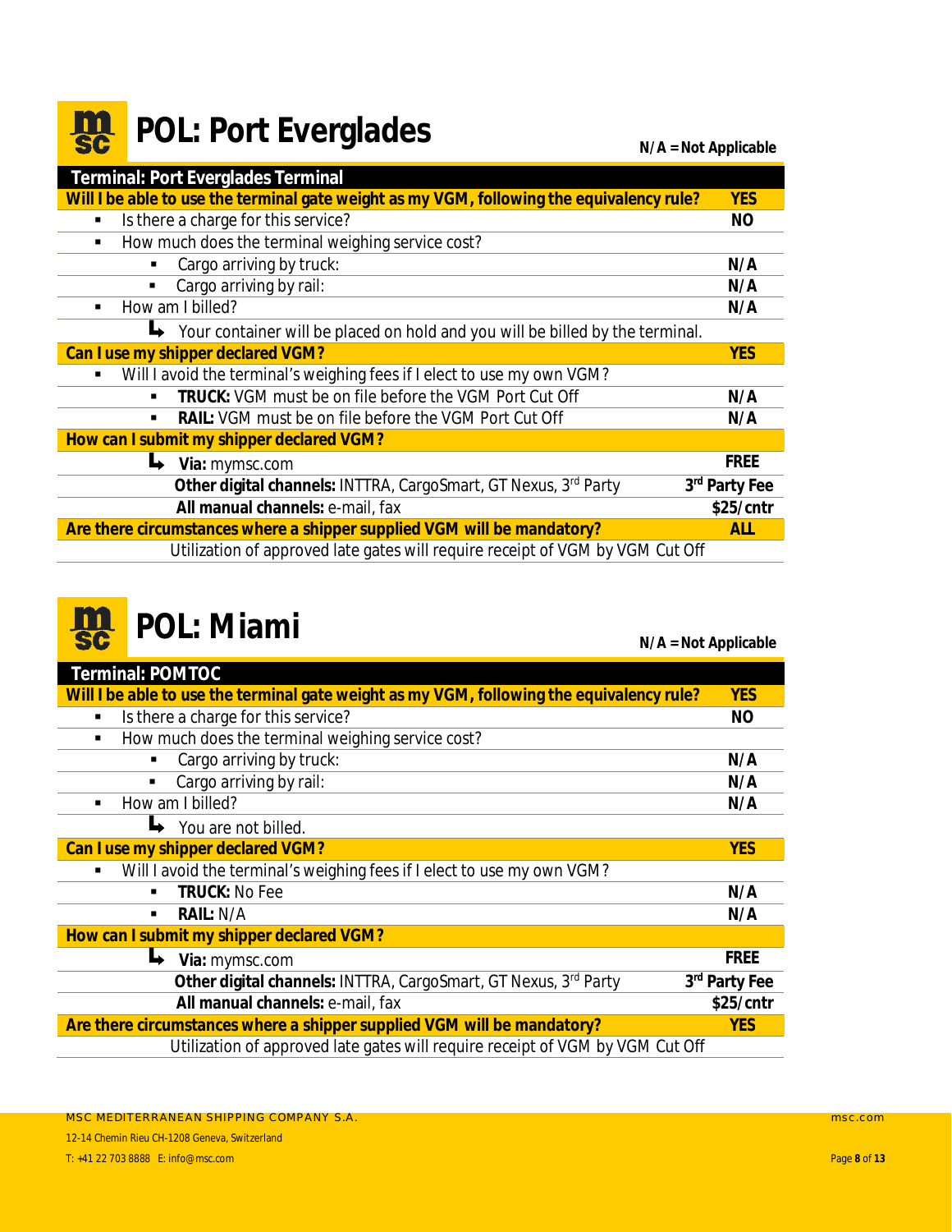# POL: Port Everglades

**N/A = Not Applicable**

| **Terminal: Port Everglades Terminal** | |
|---|---|
| **Will I be able to use the terminal gate weight as my VGM, following the equivalency rule?** | **YES** |
| ▪ Is there a charge for this service? | **NO** |
| ▪ How much does the terminal weighing service cost? | |
| ▪ Cargo arriving by truck: | **N/A** |
| ▪ Cargo arriving by rail: | **N/A** |
| ▪ How am I billed? | **N/A** |
| ↳ Your container will be placed on hold and you will be billed by the terminal. | |
| **Can I use my shipper declared VGM?** | **YES** |
| ▪ Will I avoid the terminal's weighing fees if I elect to use my own VGM? | |
| ▪ **TRUCK:** VGM must be on file before the VGM Port Cut Off | **N/A** |
| ▪ **RAIL:** VGM must be on file before the VGM Port Cut Off | **N/A** |
| **How can I submit my shipper declared VGM?** | |
| ↳ **Via:** mymsc.com | **FREE** |
| **Other digital channels:** INTTRA, CargoSmart, GT Nexus, 3rd Party | **3rd Party Fee** |
| **All manual channels:** e-mail, fax | **$25/cntr** |
| **Are there circumstances where a shipper supplied VGM will be mandatory?** | **ALL** |
| Utilization of approved late gates will require receipt of VGM by VGM Cut Off | |

# POL: Miami

**N/A = Not Applicable**

| **Terminal: POMTOC** | |
|---|---|
| **Will I be able to use the terminal gate weight as my VGM, following the equivalency rule?** | **YES** |
| ▪ Is there a charge for this service? | **NO** |
| ▪ How much does the terminal weighing service cost? | |
| ▪ Cargo arriving by truck: | **N/A** |
| ▪ Cargo arriving by rail: | **N/A** |
| ▪ How am I billed? | **N/A** |
| ↳ You are not billed. | |
| **Can I use my shipper declared VGM?** | **YES** |
| ▪ Will I avoid the terminal's weighing fees if I elect to use my own VGM? | |
| ▪ **TRUCK:** No Fee | **N/A** |
| ▪ **RAIL:** N/A | **N/A** |
| **How can I submit my shipper declared VGM?** | |
| ↳ **Via:** mymsc.com | **FREE** |
| **Other digital channels:** INTTRA, CargoSmart, GT Nexus, 3rd Party | **3rd Party Fee** |
| **All manual channels:** e-mail, fax | **$25/cntr** |
| **Are there circumstances where a shipper supplied VGM will be mandatory?** | **YES** |
| Utilization of approved late gates will require receipt of VGM by VGM Cut Off | |

MSC MEDITERRANEAN SHIPPING COMPANY S.A.
12-14 Chemin Rieu CH-1208 Geneva, Switzerland
T: +41 22 703 8888 E: info@msc.com
msc.com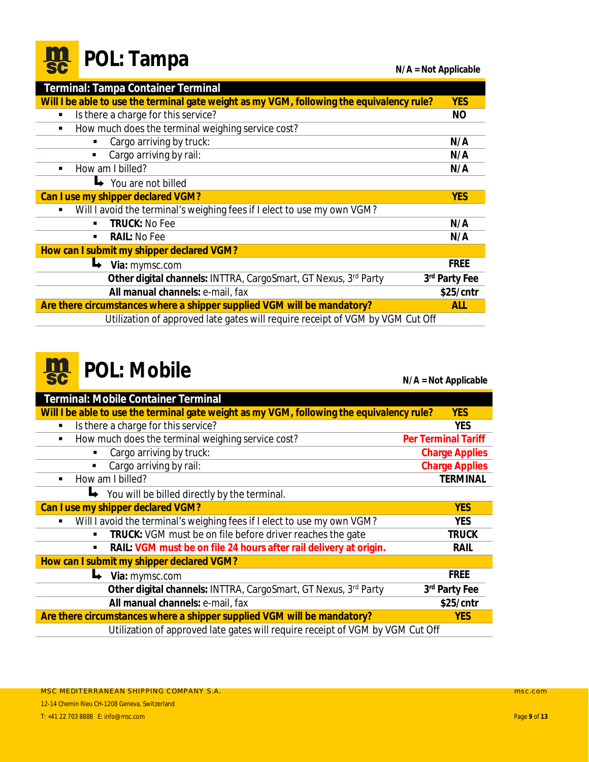# POL: Tampa

**N/A = Not Applicable**

| Terminal: Tampa Container Terminal | |
|---|---|
| **Will I be able to use the terminal gate weight as my VGM, following the equivalency rule?** | **YES** |
| ▪ Is there a charge for this service? | **NO** |
| ▪ How much does the terminal weighing service cost? | |
| ▪ Cargo arriving by truck: | **N/A** |
| ▪ Cargo arriving by rail: | **N/A** |
| ▪ How am I billed? | **N/A** |
| ↳ You are not billed | |
| **Can I use my shipper declared VGM?** | **YES** |
| ▪ Will I avoid the terminal's weighing fees if I elect to use my own VGM? | |
| ▪ **TRUCK:** No Fee | **N/A** |
| ▪ **RAIL:** No Fee | **N/A** |
| **How can I submit my shipper declared VGM?** | |
| ↳ **Via:** mymsc.com | **FREE** |
| **Other digital channels:** INTTRA, CargoSmart, GT Nexus, 3rd Party | **3rd Party Fee** |
| **All manual channels:** e-mail, fax | **$25/cntr** |
| **Are there circumstances where a shipper supplied VGM will be mandatory?** | **ALL** |
| Utilization of approved late gates will require receipt of VGM by VGM Cut Off | |

# POL: Mobile

**N/A = Not Applicable**

| Terminal: Mobile Container Terminal | |
|---|---|
| **Will I be able to use the terminal gate weight as my VGM, following the equivalency rule?** | **YES** |
| ▪ Is there a charge for this service? | **YES** |
| ▪ How much does the terminal weighing service cost? | **Per Terminal Tariff** |
| ▪ Cargo arriving by truck: | **Charge Applies** |
| ▪ Cargo arriving by rail: | **Charge Applies** |
| ▪ How am I billed? | **TERMINAL** |
| ↳ You will be billed directly by the terminal. | |
| **Can I use my shipper declared VGM?** | **YES** |
| ▪ Will I avoid the terminal's weighing fees if I elect to use my own VGM? | **YES** |
| ▪ **TRUCK:** VGM must be on file before driver reaches the gate | **TRUCK** |
| ▪ **RAIL:** VGM must be on file 24 hours after rail delivery at origin. | **RAIL** |
| **How can I submit my shipper declared VGM?** | |
| ↳ **Via:** mymsc.com | **FREE** |
| **Other digital channels:** INTTRA, CargoSmart, GT Nexus, 3rd Party | **3rd Party Fee** |
| **All manual channels:** e-mail, fax | **$25/cntr** |
| **Are there circumstances where a shipper supplied VGM will be mandatory?** | **YES** |
| Utilization of approved late gates will require receipt of VGM by VGM Cut Off | |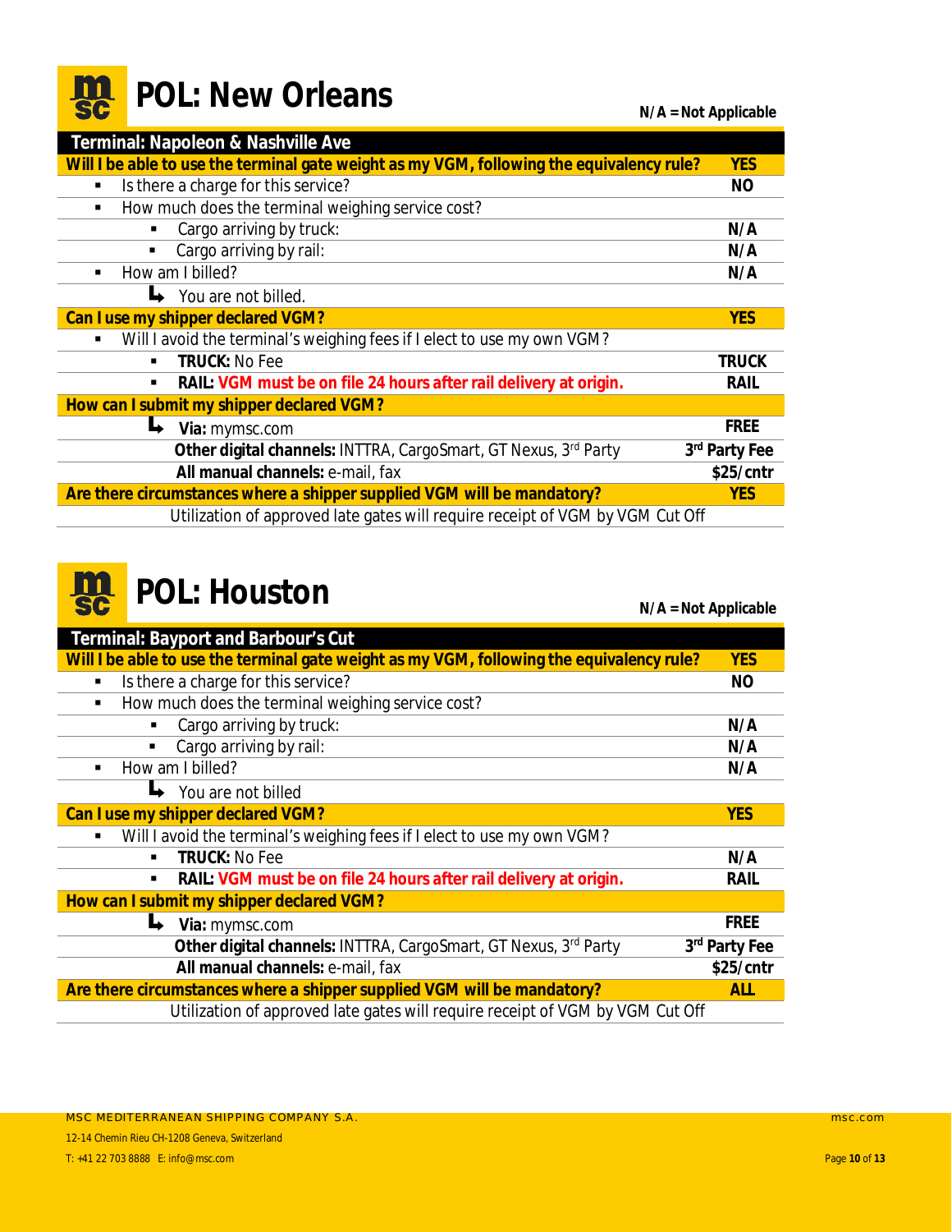# POL: New Orleans

**N/A = Not Applicable**

| Terminal: Napoleon & Nashville Ave | |
|---|---|
| **Will I be able to use the terminal gate weight as my VGM, following the equivalency rule?** | **YES** |
| ▪ Is there a charge for this service? | **NO** |
| ▪ How much does the terminal weighing service cost? | |
| ▪ Cargo arriving by truck: | **N/A** |
| ▪ Cargo arriving by rail: | **N/A** |
| ▪ How am I billed? | **N/A** |
| ↳ You are not billed. | |
| **Can I use my shipper declared VGM?** | **YES** |
| ▪ Will I avoid the terminal's weighing fees if I elect to use my own VGM? | |
| ▪ **TRUCK:** No Fee | **TRUCK** |
| ▪ **RAIL:** VGM must be on file 24 hours after rail delivery at origin. | **RAIL** |
| **How can I submit my shipper declared VGM?** | |
| ↳ **Via:** mymsc.com | **FREE** |
| **Other digital channels:** INTTRA, CargoSmart, GT Nexus, 3rd Party | **3rd Party Fee** |
| **All manual channels:** e-mail, fax | **$25/cntr** |
| **Are there circumstances where a shipper supplied VGM will be mandatory?** | **YES** |
| Utilization of approved late gates will require receipt of VGM by VGM Cut Off | |

# POL: Houston

**N/A = Not Applicable**

| Terminal: Bayport and Barbour's Cut | |
|---|---|
| **Will I be able to use the terminal gate weight as my VGM, following the equivalency rule?** | **YES** |
| ▪ Is there a charge for this service? | **NO** |
| ▪ How much does the terminal weighing service cost? | |
| ▪ Cargo arriving by truck: | **N/A** |
| ▪ Cargo arriving by rail: | **N/A** |
| ▪ How am I billed? | **N/A** |
| ↳ You are not billed | |
| **Can I use my shipper declared VGM?** | **YES** |
| ▪ Will I avoid the terminal's weighing fees if I elect to use my own VGM? | |
| ▪ **TRUCK:** No Fee | **N/A** |
| ▪ **RAIL:** VGM must be on file 24 hours after rail delivery at origin. | **RAIL** |
| **How can I submit my shipper declared VGM?** | |
| ↳ **Via:** mymsc.com | **FREE** |
| **Other digital channels:** INTTRA, CargoSmart, GT Nexus, 3rd Party | **3rd Party Fee** |
| **All manual channels:** e-mail, fax | **$25/cntr** |
| **Are there circumstances where a shipper supplied VGM will be mandatory?** | **ALL** |
| Utilization of approved late gates will require receipt of VGM by VGM Cut Off | |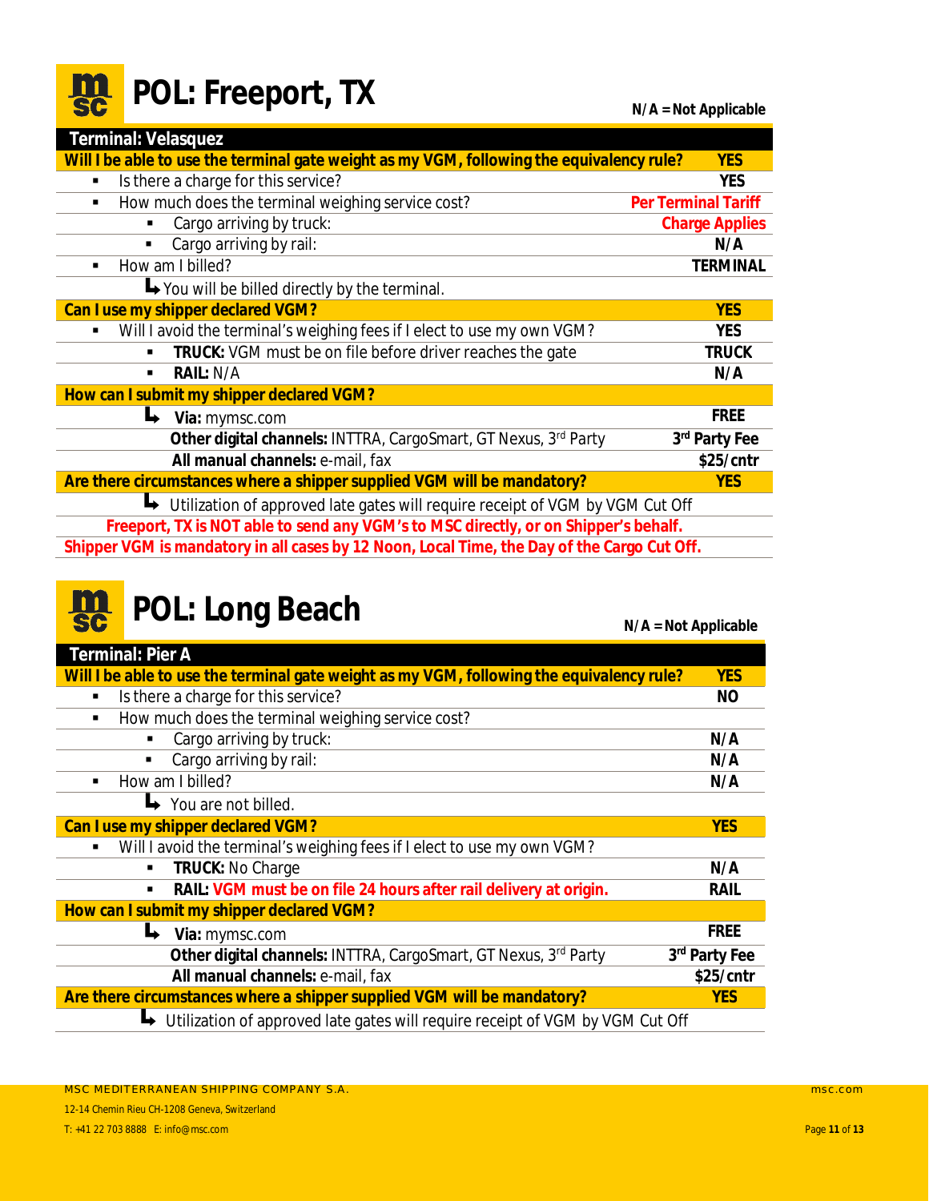# POL: Freeport, TX

N/A = Not Applicable

| Terminal: Velasquez | |
|---|---|
| **Will I be able to use the terminal gate weight as my VGM, following the equivalency rule?** | **YES** |
| ▪ Is there a charge for this service? | **YES** |
| ▪ How much does the terminal weighing service cost? | **Per Terminal Tariff** |
| ▪ Cargo arriving by truck: | **Charge Applies** |
| ▪ Cargo arriving by rail: | **N/A** |
| ▪ How am I billed? | **TERMINAL** |
| ↳ You will be billed directly by the terminal. | |
| **Can I use my shipper declared VGM?** | **YES** |
| ▪ Will I avoid the terminal's weighing fees if I elect to use my own VGM? | **YES** |
| ▪ **TRUCK:** VGM must be on file before driver reaches the gate | **TRUCK** |
| ▪ **RAIL:** N/A | **N/A** |
| **How can I submit my shipper declared VGM?** | |
| ↳ **Via:** mymsc.com | **FREE** |
| **Other digital channels:** INTTRA, CargoSmart, GT Nexus, 3rd Party | **3rd Party Fee** |
| **All manual channels:** e-mail, fax | **$25/cntr** |
| **Are there circumstances where a shipper supplied VGM will be mandatory?** | **YES** |
| ↳ Utilization of approved late gates will require receipt of VGM by VGM Cut Off | |
| **Freeport, TX is NOT able to send any VGM's to MSC directly, or on Shipper's behalf.** | |
| **Shipper VGM is mandatory in all cases by 12 Noon, Local Time, the Day of the Cargo Cut Off.** | |

# POL: Long Beach

N/A = Not Applicable

| Terminal: Pier A | |
|---|---|
| **Will I be able to use the terminal gate weight as my VGM, following the equivalency rule?** | **YES** |
| ▪ Is there a charge for this service? | **NO** |
| ▪ How much does the terminal weighing service cost? | |
| ▪ Cargo arriving by truck: | **N/A** |
| ▪ Cargo arriving by rail: | **N/A** |
| ▪ How am I billed? | **N/A** |
| ↳ You are not billed. | |
| **Can I use my shipper declared VGM?** | **YES** |
| ▪ Will I avoid the terminal's weighing fees if I elect to use my own VGM? | |
| ▪ **TRUCK:** No Charge | **N/A** |
| ▪ **RAIL:** **VGM must be on file 24 hours after rail delivery at origin.** | **RAIL** |
| **How can I submit my shipper declared VGM?** | |
| ↳ **Via:** mymsc.com | **FREE** |
| **Other digital channels:** INTTRA, CargoSmart, GT Nexus, 3rd Party | **3rd Party Fee** |
| **All manual channels:** e-mail, fax | **$25/cntr** |
| **Are there circumstances where a shipper supplied VGM will be mandatory?** | **YES** |
| ↳ Utilization of approved late gates will require receipt of VGM by VGM Cut Off | |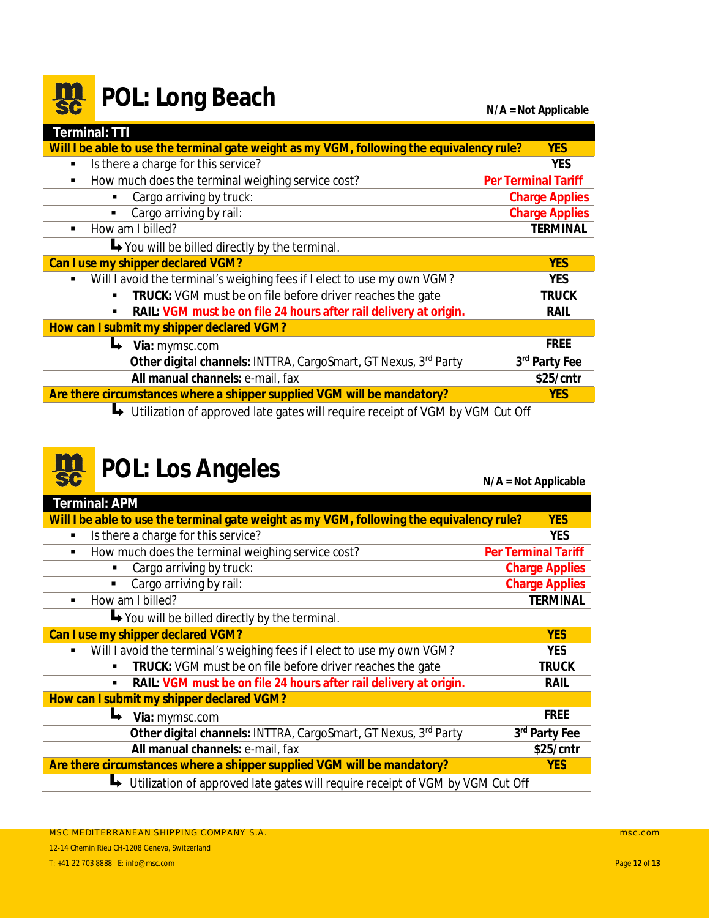# POL: Long Beach

N/A = Not Applicable

| Terminal: TTI | |
|---|---|
| **Will I be able to use the terminal gate weight as my VGM, following the equivalency rule?** | **YES** |
| ▪ Is there a charge for this service? | **YES** |
| ▪ How much does the terminal weighing service cost? | **Per Terminal Tariff** |
| ▪ Cargo arriving by truck: | **Charge Applies** |
| ▪ Cargo arriving by rail: | **Charge Applies** |
| ▪ How am I billed? | **TERMINAL** |
| ↳ You will be billed directly by the terminal. | |
| **Can I use my shipper declared VGM?** | **YES** |
| ▪ Will I avoid the terminal's weighing fees if I elect to use my own VGM? | **YES** |
| ▪ **TRUCK:** VGM must be on file before driver reaches the gate | **TRUCK** |
| ▪ **RAIL:** **VGM must be on file 24 hours after rail delivery at origin.** | **RAIL** |
| **How can I submit my shipper declared VGM?** | |
| ↳ **Via:** mymsc.com | **FREE** |
| **Other digital channels:** INTTRA, CargoSmart, GT Nexus, 3rd Party | **3rd Party Fee** |
| **All manual channels:** e-mail, fax | **$25/cntr** |
| **Are there circumstances where a shipper supplied VGM will be mandatory?** | **YES** |
| ↳ Utilization of approved late gates will require receipt of VGM by VGM Cut Off | |

# POL: Los Angeles

N/A = Not Applicable

| Terminal: APM | |
|---|---|
| **Will I be able to use the terminal gate weight as my VGM, following the equivalency rule?** | **YES** |
| ▪ Is there a charge for this service? | **YES** |
| ▪ How much does the terminal weighing service cost? | **Per Terminal Tariff** |
| ▪ Cargo arriving by truck: | **Charge Applies** |
| ▪ Cargo arriving by rail: | **Charge Applies** |
| ▪ How am I billed? | **TERMINAL** |
| ↳ You will be billed directly by the terminal. | |
| **Can I use my shipper declared VGM?** | **YES** |
| ▪ Will I avoid the terminal's weighing fees if I elect to use my own VGM? | **YES** |
| ▪ **TRUCK:** VGM must be on file before driver reaches the gate | **TRUCK** |
| ▪ **RAIL:** **VGM must be on file 24 hours after rail delivery at origin.** | **RAIL** |
| **How can I submit my shipper declared VGM?** | |
| ↳ **Via:** mymsc.com | **FREE** |
| **Other digital channels:** INTTRA, CargoSmart, GT Nexus, 3rd Party | **3rd Party Fee** |
| **All manual channels:** e-mail, fax | **$25/cntr** |
| **Are there circumstances where a shipper supplied VGM will be mandatory?** | **YES** |
| ↳ Utilization of approved late gates will require receipt of VGM by VGM Cut Off | |

MSC MEDITERRANEAN SHIPPING COMPANY S.A.
12-14 Chemin Rieu CH-1208 Geneva, Switzerland
T: +41 22 703 8888 E: info@msc.com

msc.com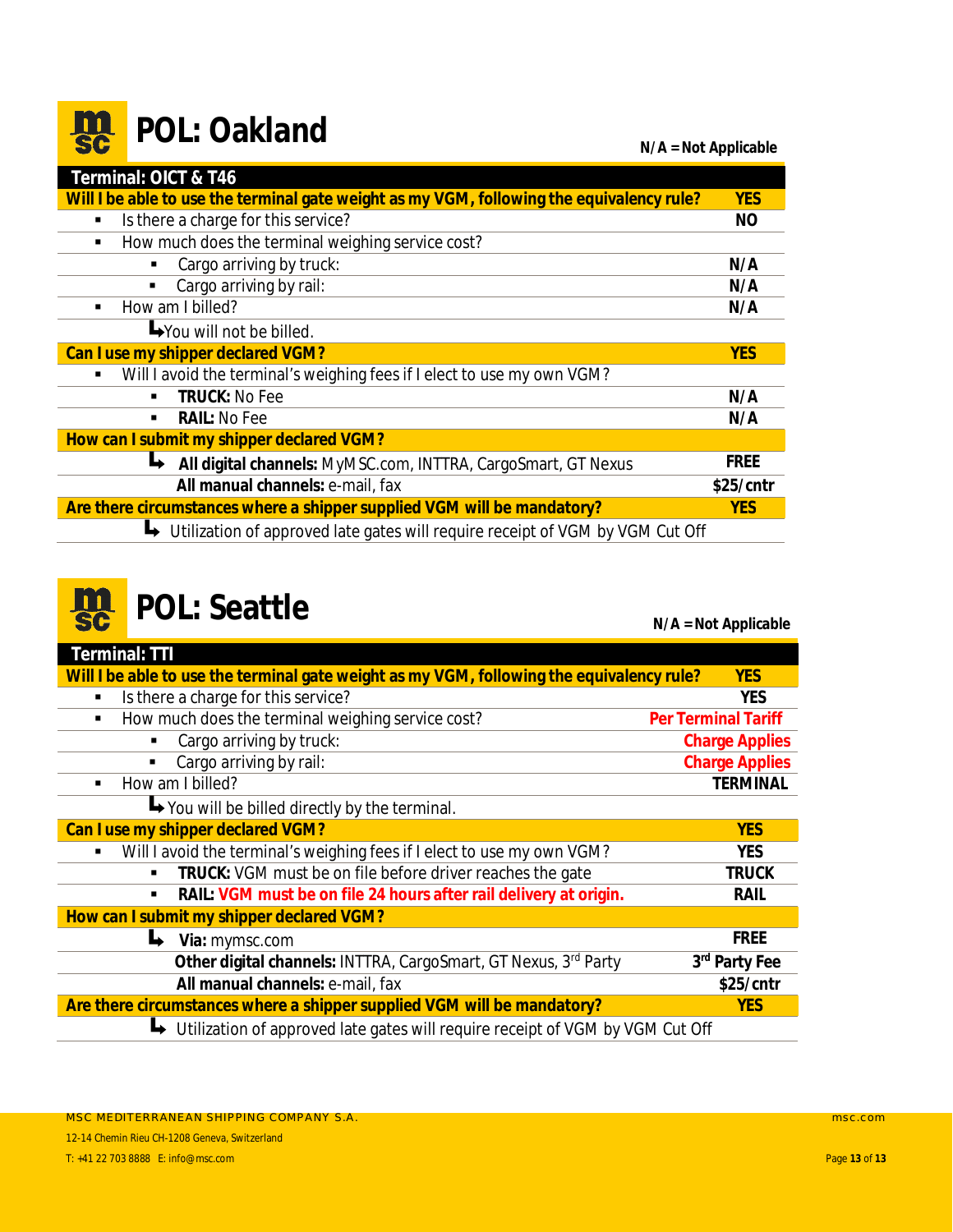# POL: Oakland

**N/A = Not Applicable**

| Terminal: OICT & T46 | |
|---|---|
| **Will I be able to use the terminal gate weight as my VGM, following the equivalency rule?** | **YES** |
| ▪ Is there a charge for this service? | **NO** |
| ▪ How much does the terminal weighing service cost? | |
| ▪ Cargo arriving by truck: | **N/A** |
| ▪ Cargo arriving by rail: | **N/A** |
| ▪ How am I billed? | **N/A** |
| ↳ You will not be billed. | |
| **Can I use my shipper declared VGM?** | **YES** |
| ▪ Will I avoid the terminal's weighing fees if I elect to use my own VGM? | |
| ▪ **TRUCK:** No Fee | **N/A** |
| ▪ **RAIL:** No Fee | **N/A** |
| **How can I submit my shipper declared VGM?** | |
| ↳ **All digital channels:** MyMSC.com, INTTRA, CargoSmart, GT Nexus | **FREE** |
| **All manual channels:** e-mail, fax | **$25/cntr** |
| **Are there circumstances where a shipper supplied VGM will be mandatory?** | **YES** |
| ↳ Utilization of approved late gates will require receipt of VGM by VGM Cut Off | |

# POL: Seattle

**N/A = Not Applicable**

| Terminal: TTI | |
|---|---|
| **Will I be able to use the terminal gate weight as my VGM, following the equivalency rule?** | **YES** |
| ▪ Is there a charge for this service? | **YES** |
| ▪ How much does the terminal weighing service cost? | **Per Terminal Tariff** |
| ▪ Cargo arriving by truck: | **Charge Applies** |
| ▪ Cargo arriving by rail: | **Charge Applies** |
| ▪ How am I billed? | **TERMINAL** |
| ↳ You will be billed directly by the terminal. | |
| **Can I use my shipper declared VGM?** | **YES** |
| ▪ Will I avoid the terminal's weighing fees if I elect to use my own VGM? | **YES** |
| ▪ **TRUCK:** VGM must be on file before driver reaches the gate | **TRUCK** |
| ▪ **RAIL:** **VGM must be on file 24 hours after rail delivery at origin.** | **RAIL** |
| **How can I submit my shipper declared VGM?** | |
| ↳ **Via:** mymsc.com | **FREE** |
| **Other digital channels:** INTTRA, CargoSmart, GT Nexus, 3rd Party | **3rd Party Fee** |
| **All manual channels:** e-mail, fax | **$25/cntr** |
| **Are there circumstances where a shipper supplied VGM will be mandatory?** | **YES** |
| ↳ Utilization of approved late gates will require receipt of VGM by VGM Cut Off | |

MSC MEDITERRANEAN SHIPPING COMPANY S.A.
12-14 Chemin Rieu CH-1208 Geneva, Switzerland
T: +41 22 703 8888 E: info@msc.com
msc.com